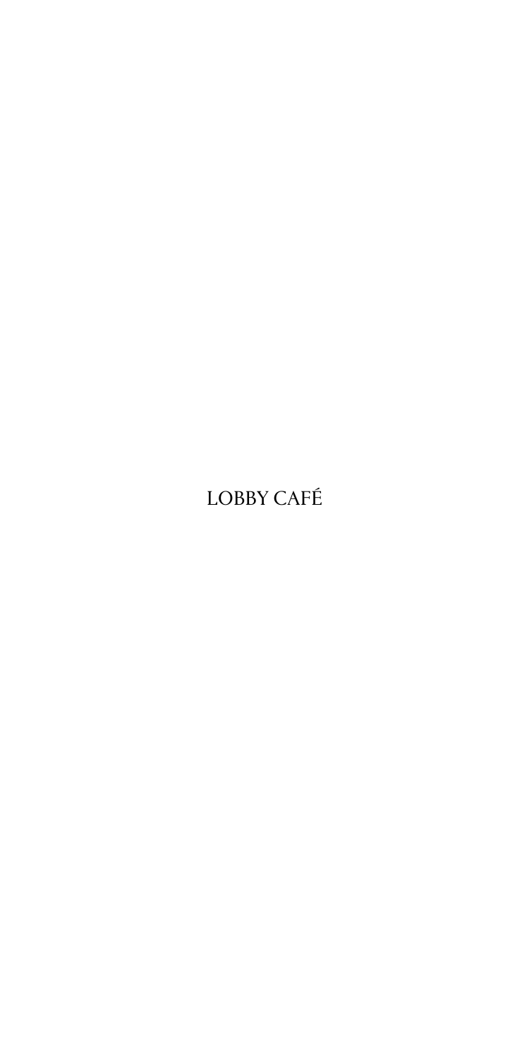# LOBBY CAFÉ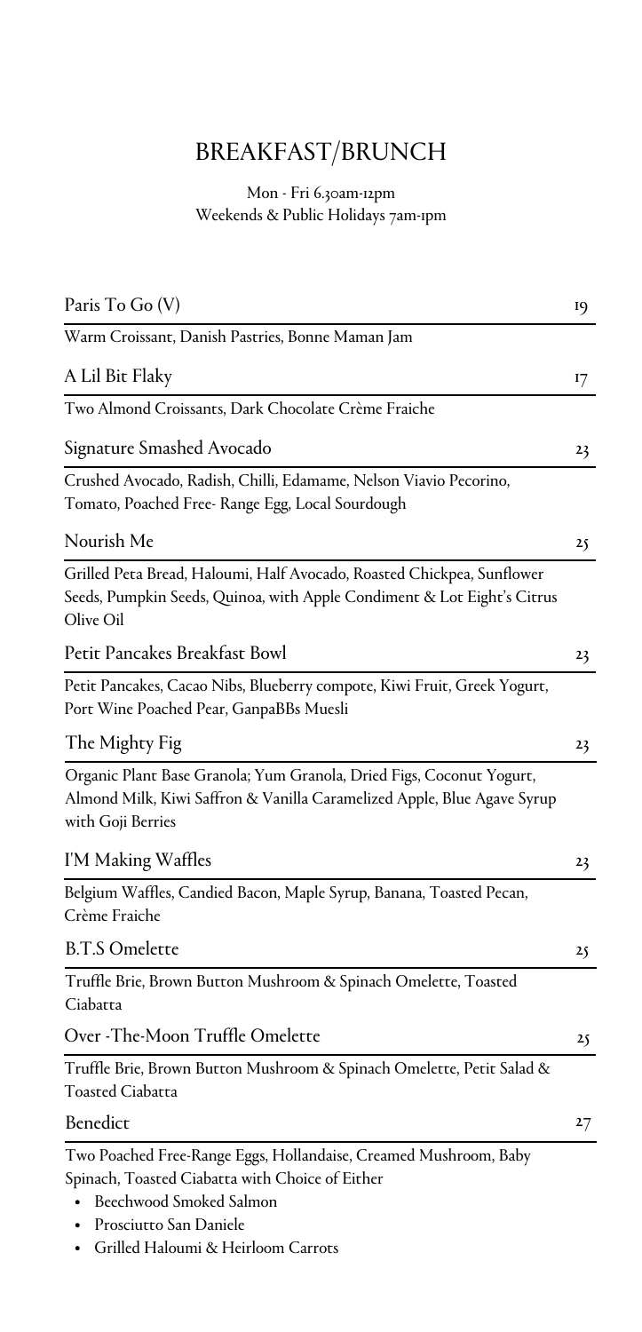# BREAKFAST/BRUNCH

Mon - Fri 6.30am-12pm
Weekends & Public Holidays 7am-1pm

| Paris To Go (V) | 19 |
|---|---|
| Warm Croissant, Danish Pastries, Bonne Maman Jam | |

| A Lil Bit Flaky | 17 |
|---|---|
| Two Almond Croissants, Dark Chocolate Crème Fraiche | |

| Signature Smashed Avocado | 23 |
|---|---|
| Crushed Avocado, Radish, Chilli, Edamame, Nelson Viavio Pecorino, Tomato, Poached Free- Range Egg, Local Sourdough | |

| Nourish Me | 25 |
|---|---|
| Grilled Peta Bread, Haloumi, Half Avocado, Roasted Chickpea, Sunflower Seeds, Pumpkin Seeds, Quinoa, with Apple Condiment & Lot Eight's Citrus Olive Oil | |

| Petit Pancakes Breakfast Bowl | 23 |
|---|---|
| Petit Pancakes, Cacao Nibs, Blueberry compote, Kiwi Fruit, Greek Yogurt, Port Wine Poached Pear, GanpaBBs Muesli | |

| The Mighty Fig | 23 |
|---|---|
| Organic Plant Base Granola; Yum Granola, Dried Figs, Coconut Yogurt, Almond Milk, Kiwi Saffron & Vanilla Caramelized Apple, Blue Agave Syrup with Goji Berries | |

| I'M Making Waffles | 23 |
|---|---|
| Belgium Waffles, Candied Bacon, Maple Syrup, Banana, Toasted Pecan, Crème Fraiche | |

| B.T.S Omelette | 25 |
|---|---|
| Truffle Brie, Brown Button Mushroom & Spinach Omelette, Toasted Ciabatta | |

| Over -The-Moon Truffle Omelette | 25 |
|---|---|
| Truffle Brie, Brown Button Mushroom & Spinach Omelette, Petit Salad & Toasted Ciabatta | |

| Benedict | 27 |
|---|---|

Two Poached Free-Range Eggs, Hollandaise, Creamed Mushroom, Baby Spinach, Toasted Ciabatta with Choice of Either

- Beechwood Smoked Salmon
- Prosciutto San Daniele
- Grilled Haloumi & Heirloom Carrots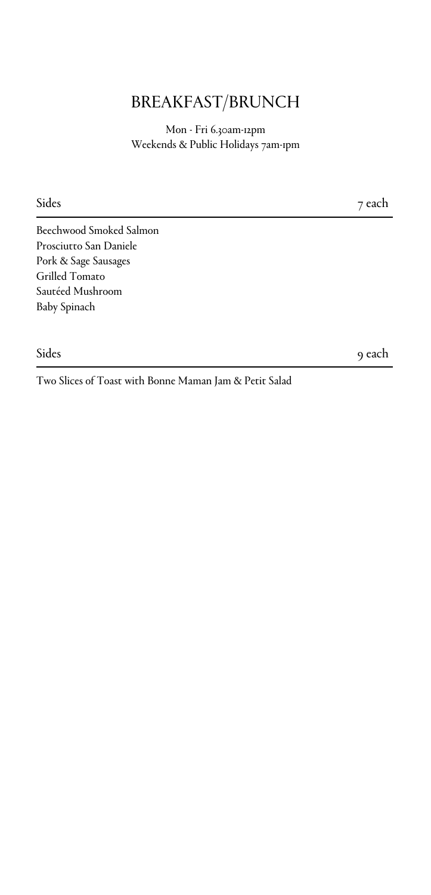# BREAKFAST/BRUNCH

Mon - Fri 6.30am-12pm
Weekends & Public Holidays 7am-1pm

## Sides — 7 each

Beechwood Smoked Salmon
Prosciutto San Daniele
Pork & Sage Sausages
Grilled Tomato
Sautéed Mushroom
Baby Spinach

## Sides — 9 each

Two Slices of Toast with Bonne Maman Jam & Petit Salad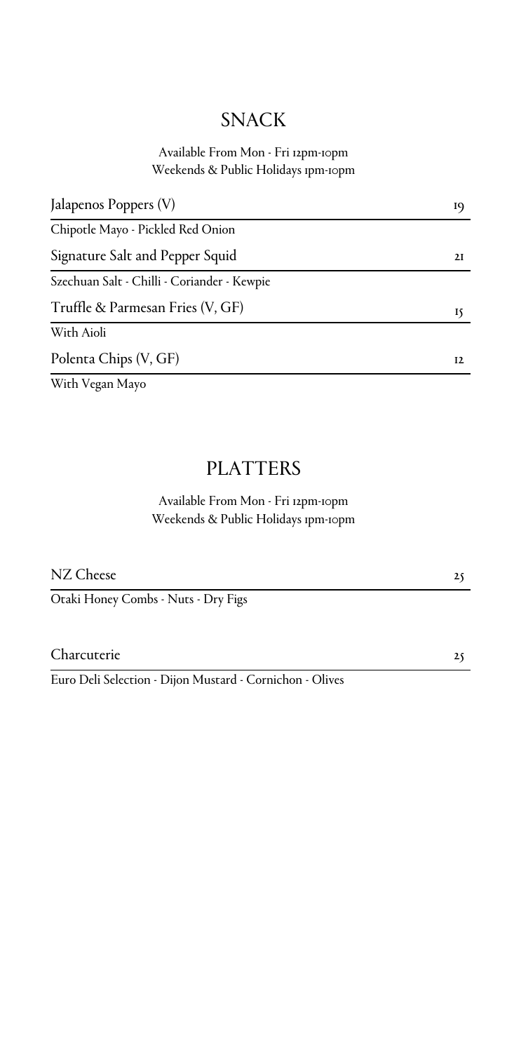## SNACK

Available From Mon - Fri 12pm-10pm
Weekends & Public Holidays 1pm-10pm

| Item | Price |
| --- | --- |
| Jalapenos Poppers (V)<br>Chipotle Mayo - Pickled Red Onion | 19 |
| Signature Salt and Pepper Squid<br>Szechuan Salt - Chilli - Coriander - Kewpie | 21 |
| Truffle & Parmesan Fries (V, GF)<br>With Aioli | 15 |
| Polenta Chips (V, GF)<br>With Vegan Mayo | 12 |

## PLATTERS

Available From Mon - Fri 12pm-10pm
Weekends & Public Holidays 1pm-10pm

| Item | Price |
| --- | --- |
| NZ Cheese<br>Otaki Honey Combs - Nuts - Dry Figs | 25 |
| Charcuterie<br>Euro Deli Selection - Dijon Mustard - Cornichon - Olives | 25 |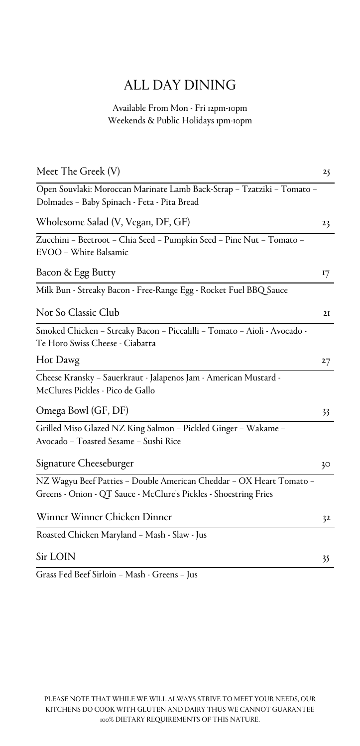# ALL DAY DINING

Available From Mon - Fri 12pm-10pm
Weekends & Public Holidays 1pm-10pm

| Item | Price |
|---|---|
| **Meet The Greek (V)**<br>Open Souvlaki: Moroccan Marinate Lamb Back-Strap – Tzatziki – Tomato – Dolmades – Baby Spinach - Feta - Pita Bread | 25 |
| **Wholesome Salad (V, Vegan, DF, GF)**<br>Zucchini – Beetroot – Chia Seed – Pumpkin Seed – Pine Nut – Tomato – EVOO – White Balsamic | 23 |
| **Bacon & Egg Butty**<br>Milk Bun - Streaky Bacon - Free-Range Egg - Rocket Fuel BBQ Sauce | 17 |
| **Not So Classic Club**<br>Smoked Chicken – Streaky Bacon – Piccalilli – Tomato – Aioli - Avocado - Te Horo Swiss Cheese - Ciabatta | 21 |
| **Hot Dawg**<br>Cheese Kransky – Sauerkraut - Jalapenos Jam - American Mustard - McClures Pickles - Pico de Gallo | 27 |
| **Omega Bowl (GF, DF)**<br>Grilled Miso Glazed NZ King Salmon – Pickled Ginger – Wakame – Avocado – Toasted Sesame – Sushi Rice | 33 |
| **Signature Cheeseburger**<br>NZ Wagyu Beef Patties – Double American Cheddar – OX Heart Tomato – Greens - Onion - QT Sauce - McClure's Pickles - Shoestring Fries | 30 |
| **Winner Winner Chicken Dinner**<br>Roasted Chicken Maryland – Mash - Slaw - Jus | 32 |
| **Sir LOIN**<br>Grass Fed Beef Sirloin – Mash - Greens – Jus | 35 |

PLEASE NOTE THAT WHILE WE WILL ALWAYS STRIVE TO MEET YOUR NEEDS, OUR KITCHENS DO COOK WITH GLUTEN AND DAIRY THUS WE CANNOT GUARANTEE 100% DIETARY REQUIREMENTS OF THIS NATURE.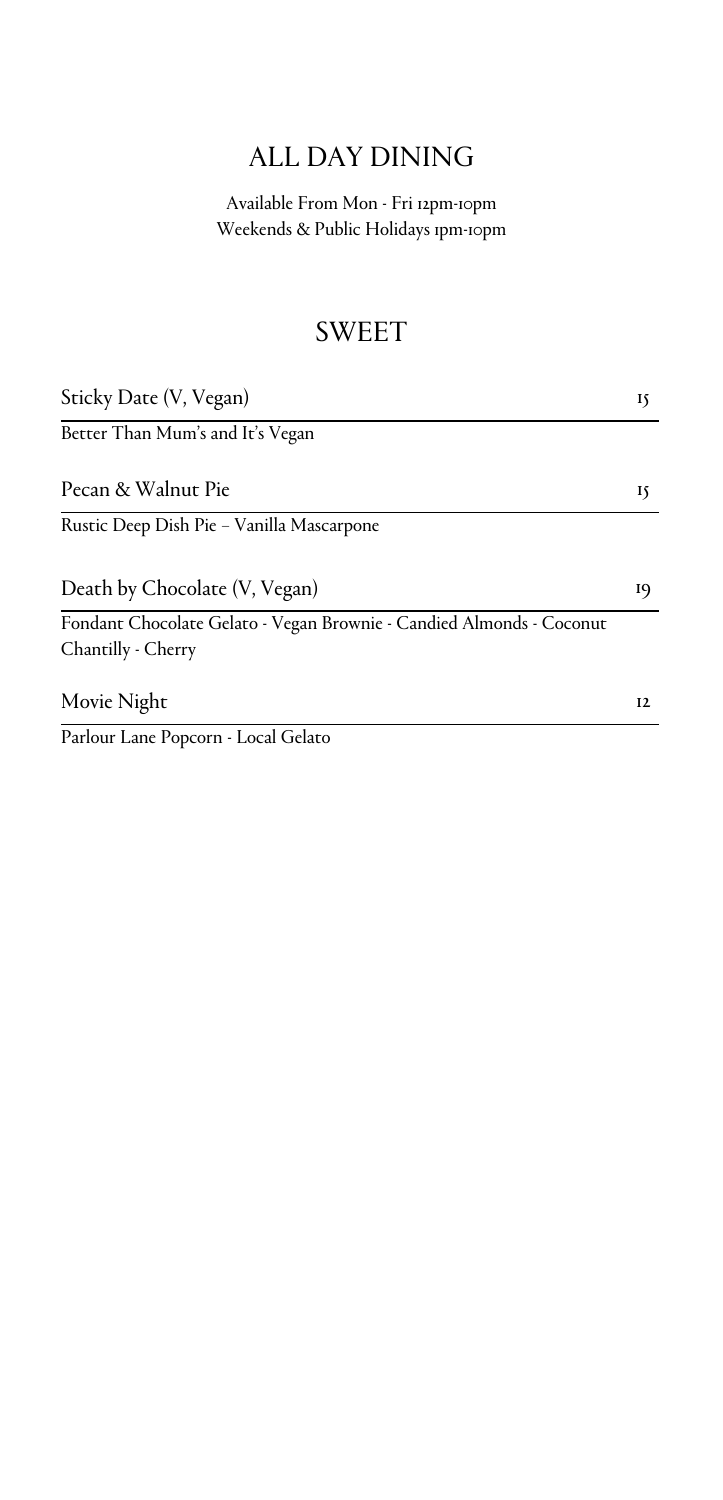# ALL DAY DINING

Available From Mon - Fri 12pm-10pm
Weekends & Public Holidays 1pm-10pm

## SWEET

**Sticky Date (V, Vegan)** 15

Better Than Mum's and It's Vegan

**Pecan & Walnut Pie** 15

Rustic Deep Dish Pie – Vanilla Mascarpone

**Death by Chocolate (V, Vegan)** 19

Fondant Chocolate Gelato - Vegan Brownie - Candied Almonds - Coconut Chantilly - Cherry

**Movie Night** 12

Parlour Lane Popcorn - Local Gelato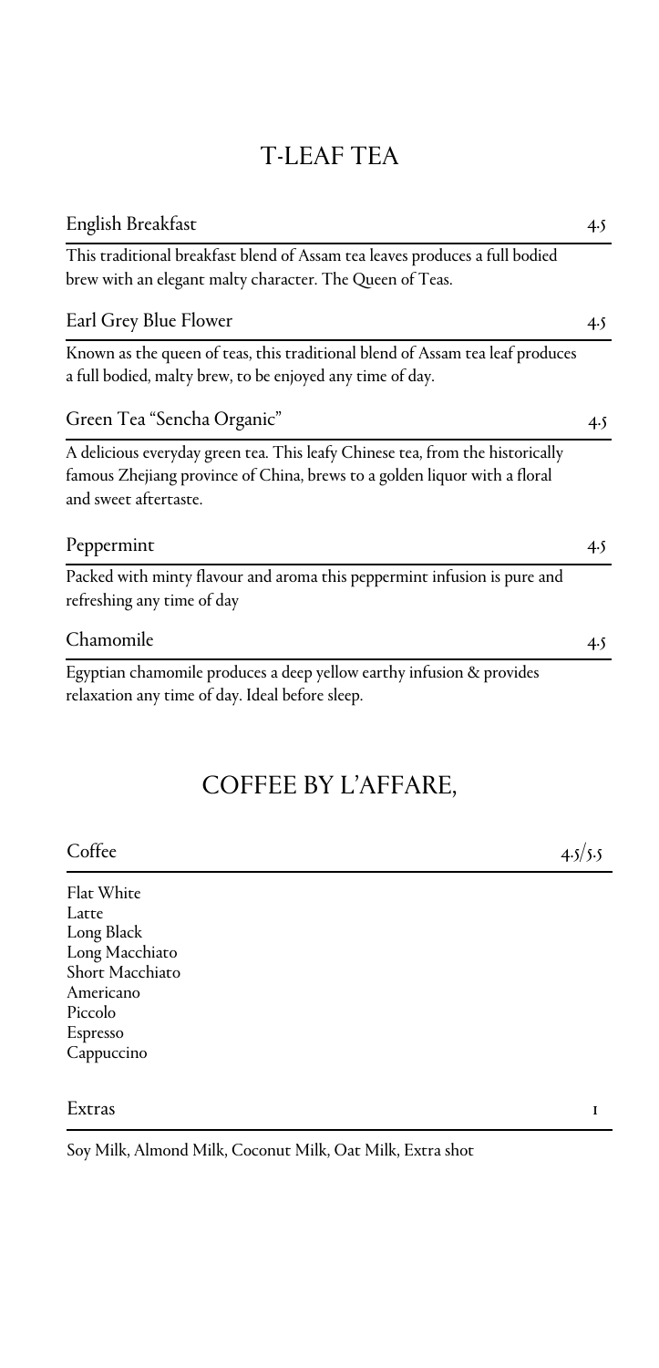# T-LEAF TEA

**English Breakfast** 4.5

This traditional breakfast blend of Assam tea leaves produces a full bodied brew with an elegant malty character. The Queen of Teas.

**Earl Grey Blue Flower** 4.5

Known as the queen of teas, this traditional blend of Assam tea leaf produces a full bodied, malty brew, to be enjoyed any time of day.

**Green Tea "Sencha Organic"** 4.5

A delicious everyday green tea. This leafy Chinese tea, from the historically famous Zhejiang province of China, brews to a golden liquor with a floral and sweet aftertaste.

**Peppermint** 4.5

Packed with minty flavour and aroma this peppermint infusion is pure and refreshing any time of day

**Chamomile** 4.5

Egyptian chamomile produces a deep yellow earthy infusion & provides relaxation any time of day. Ideal before sleep.

# COFFEE BY L'AFFARE,

**Coffee** 4.5/5.5

Flat White
Latte
Long Black
Long Macchiato
Short Macchiato
Americano
Piccolo
Espresso
Cappuccino

**Extras** 1

Soy Milk, Almond Milk, Coconut Milk, Oat Milk, Extra shot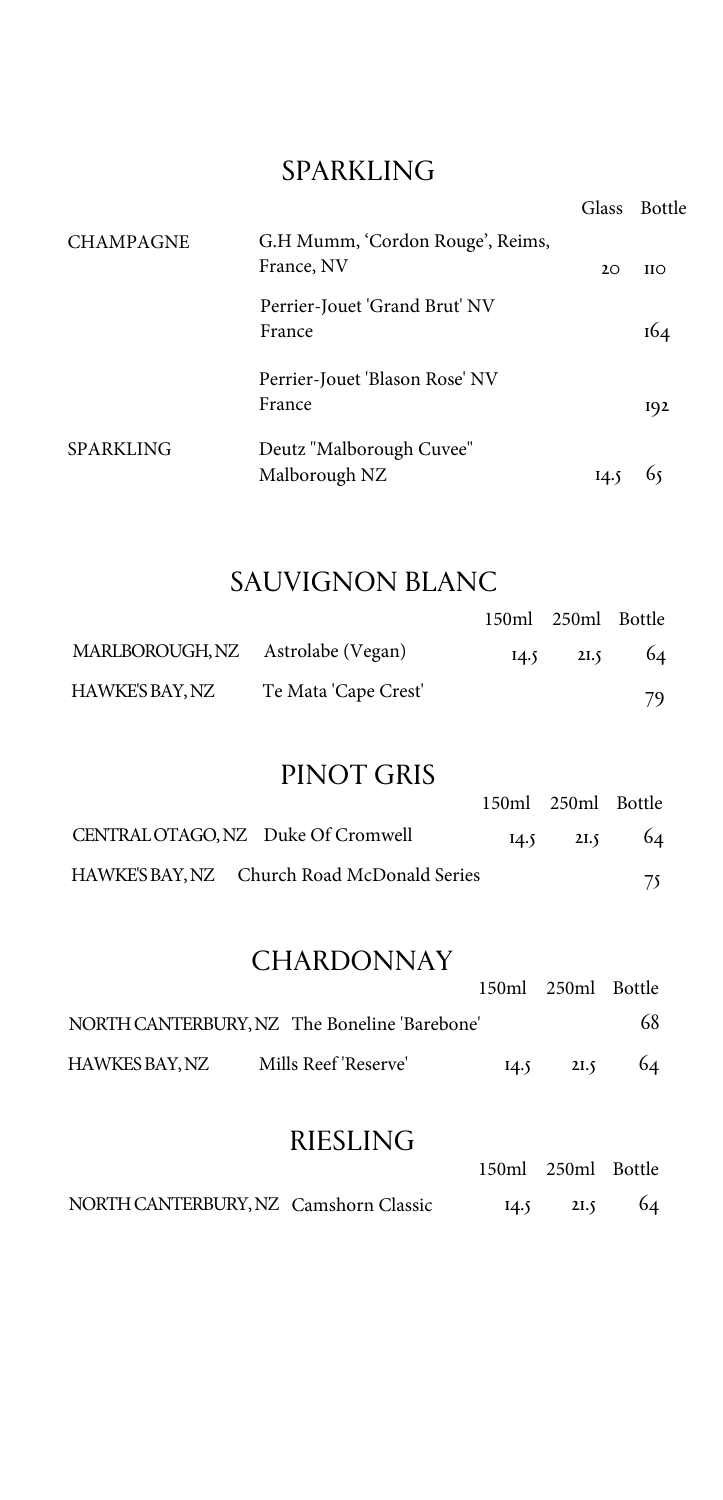## SPARKLING

| | | Glass | Bottle |
|---|---|---|---|
| CHAMPAGNE | G.H Mumm, 'Cordon Rouge', Reims, France, NV | 20 | 110 |
| | Perrier-Jouet 'Grand Brut' NV France | | 164 |
| | Perrier-Jouet 'Blason Rose' NV France | | 192 |
| SPARKLING | Deutz "Malborough Cuvee" Malborough NZ | 14.5 | 65 |

## SAUVIGNON BLANC

| | | 150ml | 250ml | Bottle |
|---|---|---|---|---|
| MARLBOROUGH, NZ | Astrolabe (Vegan) | 14.5 | 21.5 | 64 |
| HAWKE'S BAY, NZ | Te Mata 'Cape Crest' | | | 79 |

## PINOT GRIS

| | | 150ml | 250ml | Bottle |
|---|---|---|---|---|
| CENTRAL OTAGO, NZ | Duke Of Cromwell | 14.5 | 21.5 | 64 |
| HAWKE'S BAY, NZ | Church Road McDonald Series | | | 75 |

## CHARDONNAY

| | | 150ml | 250ml | Bottle |
|---|---|---|---|---|
| NORTH CANTERBURY, NZ | The Boneline 'Barebone' | | | 68 |
| HAWKES BAY, NZ | Mills Reef 'Reserve' | 14.5 | 21.5 | 64 |

## RIESLING

| | | 150ml | 250ml | Bottle |
|---|---|---|---|---|
| NORTH CANTERBURY, NZ | Camshorn Classic | 14.5 | 21.5 | 64 |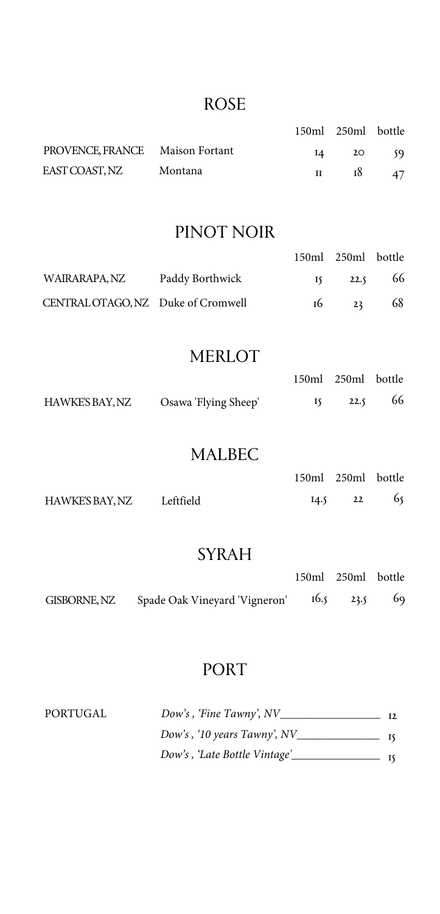## ROSE

| | | 150ml | 250ml | bottle |
|---|---|---|---|---|
| PROVENCE, FRANCE | Maison Fortant | 14 | 20 | 59 |
| EAST COAST, NZ | Montana | 11 | 18 | 47 |

## PINOT NOIR

| | | 150ml | 250ml | bottle |
|---|---|---|---|---|
| WAIRARAPA, NZ | Paddy Borthwick | 15 | 22.5 | 66 |
| CENTRAL OTAGO, NZ | Duke of Cromwell | 16 | 23 | 68 |

## MERLOT

| | | 150ml | 250ml | bottle |
|---|---|---|---|---|
| HAWKE'S BAY, NZ | Osawa 'Flying Sheep' | 15 | 22.5 | 66 |

## MALBEC

| | | 150ml | 250ml | bottle |
|---|---|---|---|---|
| HAWKE'S BAY, NZ | Leftfield | 14.5 | 22 | 65 |

## SYRAH

| | | 150ml | 250ml | bottle |
|---|---|---|---|---|
| GISBORNE, NZ | Spade Oak Vineyard 'Vigneron' | 16.5 | 23.5 | 69 |

## PORT

| | | |
|---|---|---|
| PORTUGAL | *Dow's , 'Fine Tawny', NV* | 12 |
| | *Dow's , '10 years Tawny', NV* | 15 |
| | *Dow's , 'Late Bottle Vintage'* | 15 |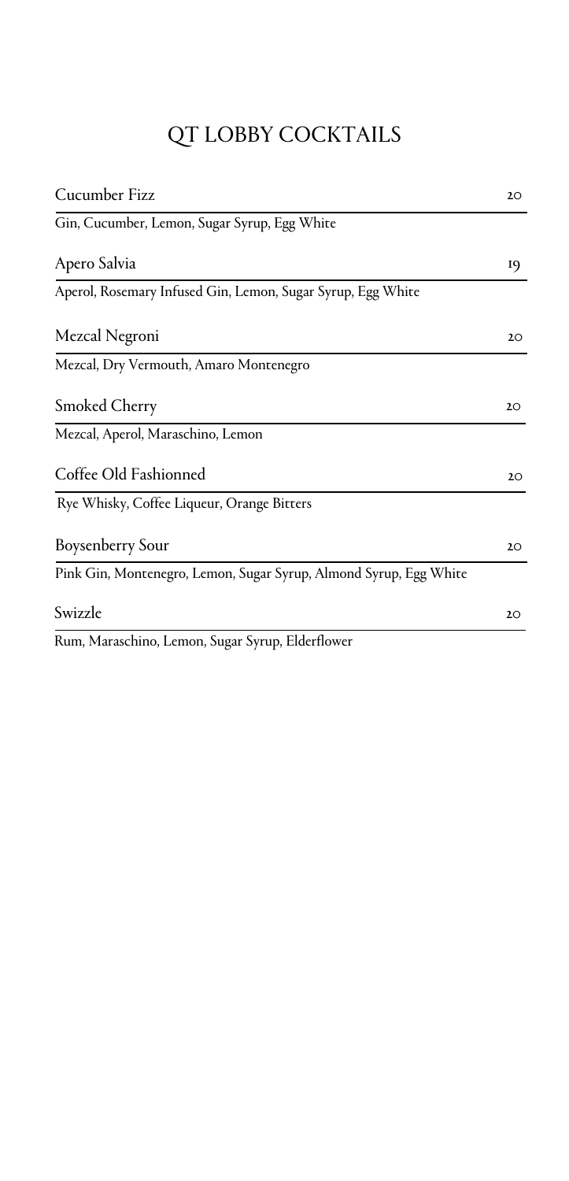# QT LOBBY COCKTAILS

Cucumber Fizz 20

Gin, Cucumber, Lemon, Sugar Syrup, Egg White

Apero Salvia 19

Aperol, Rosemary Infused Gin, Lemon, Sugar Syrup, Egg White

Mezcal Negroni 20

Mezcal, Dry Vermouth, Amaro Montenegro

Smoked Cherry 20

Mezcal, Aperol, Maraschino, Lemon

Coffee Old Fashionned 20

Rye Whisky, Coffee Liqueur, Orange Bitters

Boysenberry Sour 20

Pink Gin, Montenegro, Lemon, Sugar Syrup, Almond Syrup, Egg White

Swizzle 20

Rum, Maraschino, Lemon, Sugar Syrup, Elderflower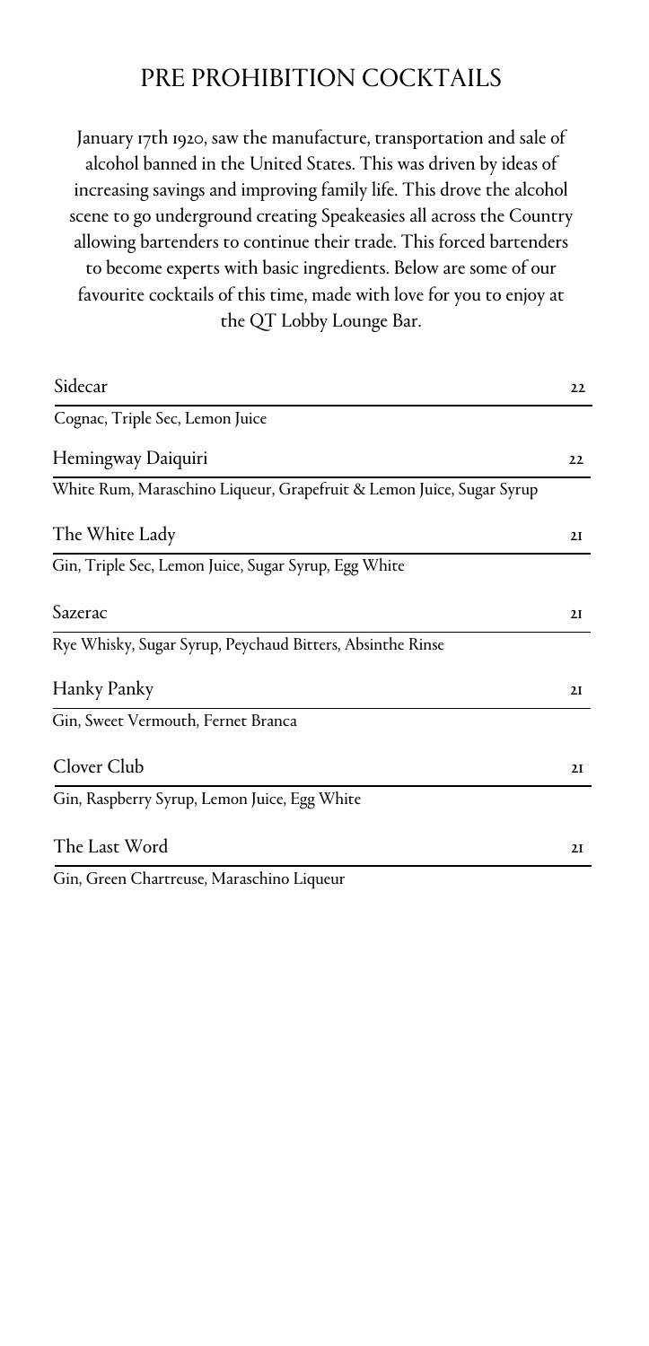## PRE PROHIBITION COCKTAILS

January 17th 1920, saw the manufacture, transportation and sale of alcohol banned in the United States. This was driven by ideas of increasing savings and improving family life. This drove the alcohol scene to go underground creating Speakeasies all across the Country allowing bartenders to continue their trade. This forced bartenders to become experts with basic ingredients. Below are some of our favourite cocktails of this time, made with love for you to enjoy at the QT Lobby Lounge Bar.

**Sidecar** — 22
Cognac, Triple Sec, Lemon Juice

**Hemingway Daiquiri** — 22
White Rum, Maraschino Liqueur, Grapefruit & Lemon Juice, Sugar Syrup

**The White Lady** — 21
Gin, Triple Sec, Lemon Juice, Sugar Syrup, Egg White

**Sazerac** — 21
Rye Whisky, Sugar Syrup, Peychaud Bitters, Absinthe Rinse

**Hanky Panky** — 21
Gin, Sweet Vermouth, Fernet Branca

**Clover Club** — 21
Gin, Raspberry Syrup, Lemon Juice, Egg White

**The Last Word** — 21
Gin, Green Chartreuse, Maraschino Liqueur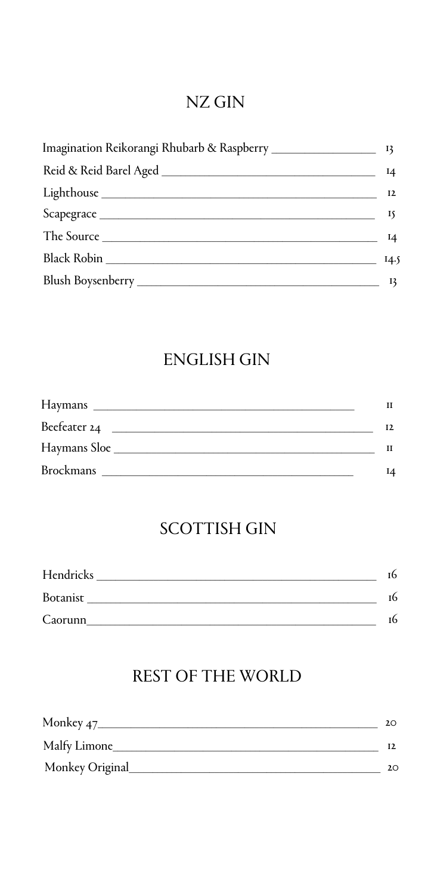## NZ GIN

| | |
|---|---|
| Imagination Reikorangi Rhubarb & Raspberry | 13 |
| Reid & Reid Barel Aged | 14 |
| Lighthouse | 12 |
| Scapegrace | 15 |
| The Source | 14 |
| Black Robin | 14.5 |
| Blush Boysenberry | 13 |

## ENGLISH GIN

| | |
|---|---|
| Haymans | 11 |
| Beefeater 24 | 12 |
| Haymans Sloe | 11 |
| Brockmans | 14 |

## SCOTTISH GIN

| | |
|---|---|
| Hendricks | 16 |
| Botanist | 16 |
| Caorunn | 16 |

## REST OF THE WORLD

| | |
|---|---|
| Monkey 47 | 20 |
| Malfy Limone | 12 |
| Monkey Original | 20 |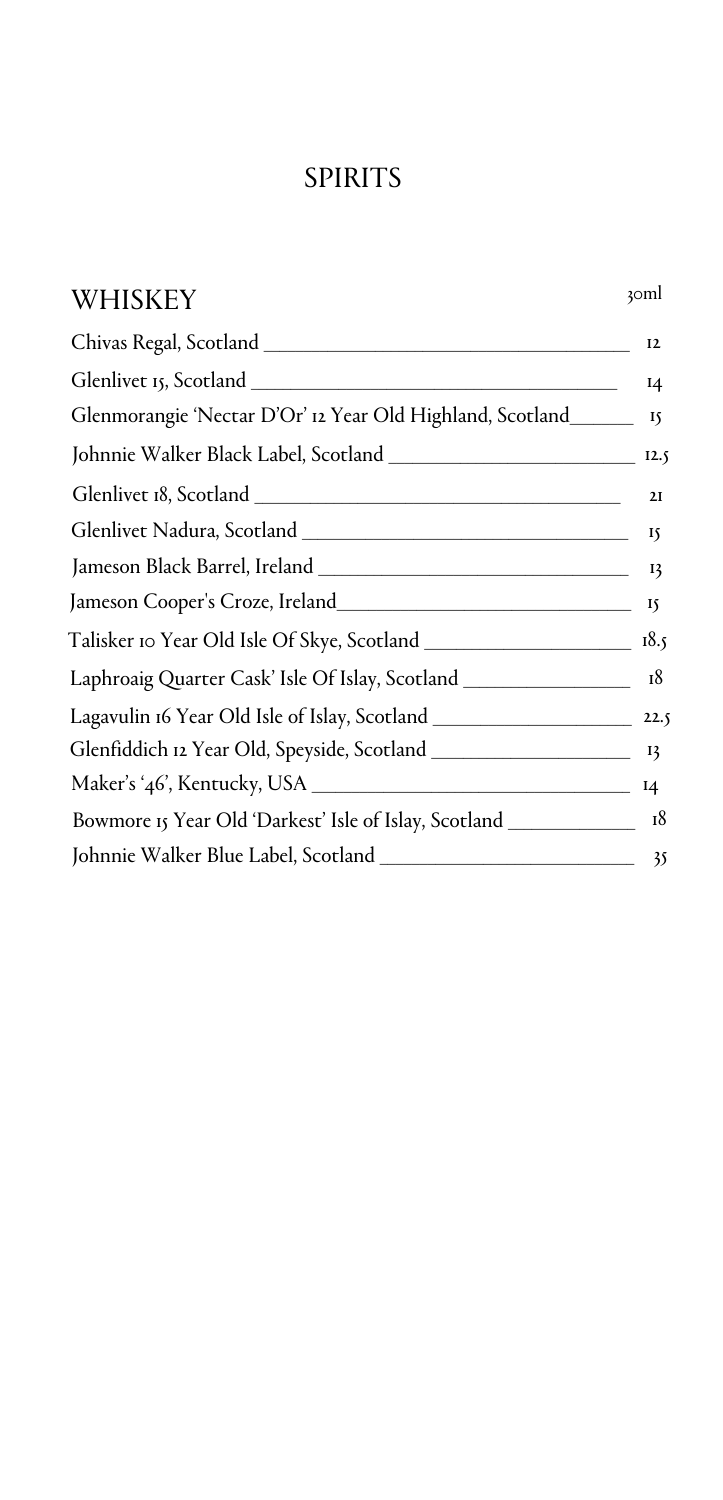# SPIRITS

## WHISKEY

| | 30ml |
|---|---|
| Chivas Regal, Scotland | 12 |
| Glenlivet 15, Scotland | 14 |
| Glenmorangie 'Nectar D'Or' 12 Year Old Highland, Scotland | 15 |
| Johnnie Walker Black Label, Scotland | 12.5 |
| Glenlivet 18, Scotland | 21 |
| Glenlivet Nadura, Scotland | 15 |
| Jameson Black Barrel, Ireland | 13 |
| Jameson Cooper's Croze, Ireland | 15 |
| Talisker 10 Year Old Isle Of Skye, Scotland | 18.5 |
| Laphroaig Quarter Cask' Isle Of Islay, Scotland | 18 |
| Lagavulin 16 Year Old Isle of Islay, Scotland | 22.5 |
| Glenfiddich 12 Year Old, Speyside, Scotland | 13 |
| Maker's '46', Kentucky, USA | 14 |
| Bowmore 15 Year Old 'Darkest' Isle of Islay, Scotland | 18 |
| Johnnie Walker Blue Label, Scotland | 35 |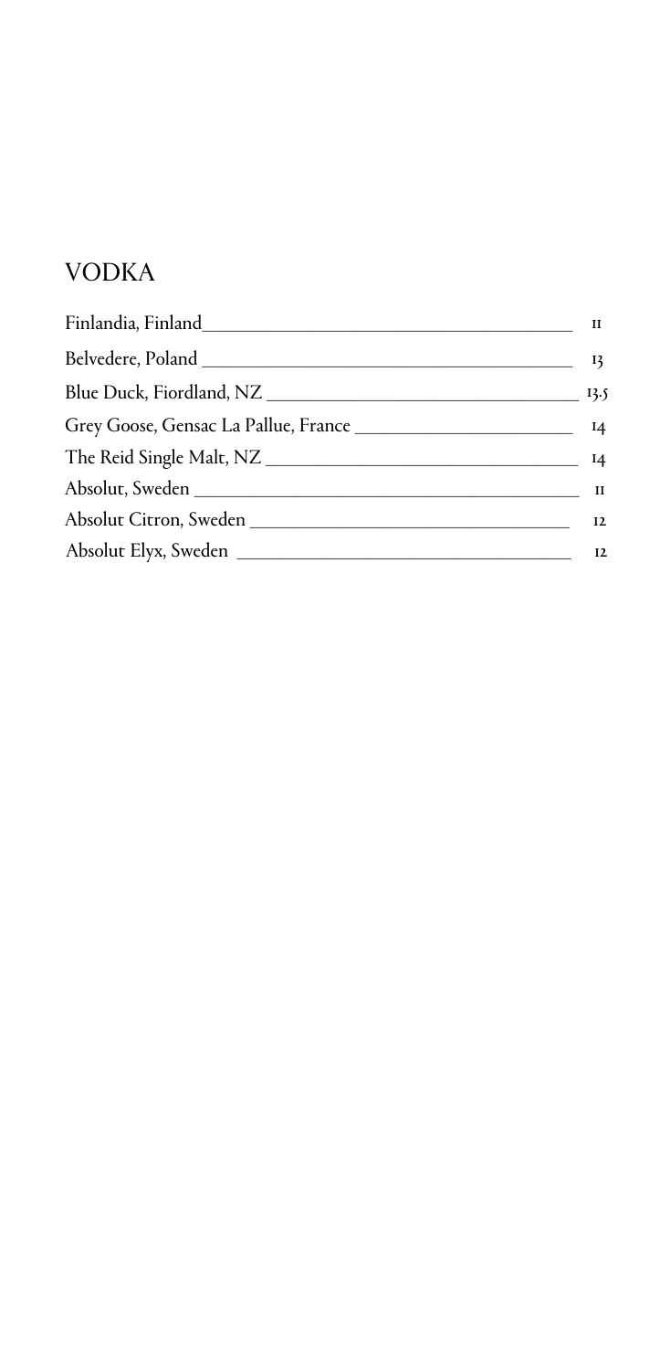## VODKA

| | |
|---|---|
| Finlandia, Finland | 11 |
| Belvedere, Poland | 13 |
| Blue Duck, Fiordland, NZ | 13.5 |
| Grey Goose, Gensac La Pallue, France | 14 |
| The Reid Single Malt, NZ | 14 |
| Absolut, Sweden | 11 |
| Absolut Citron, Sweden | 12 |
| Absolut Elyx, Sweden | 12 |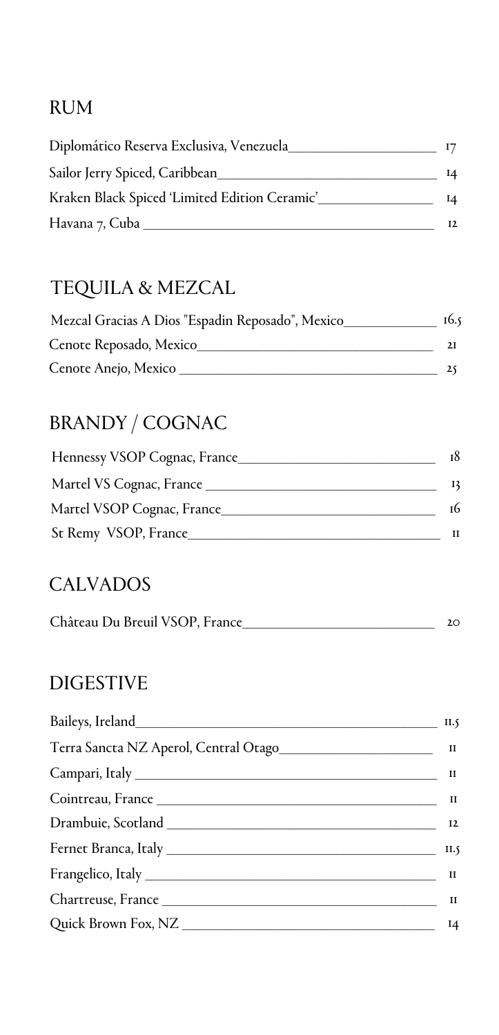## RUM

| | |
|---|---|
| Diplomático Reserva Exclusiva, Venezuela | 17 |
| Sailor Jerry Spiced, Caribbean | 14 |
| Kraken Black Spiced 'Limited Edition Ceramic' | 14 |
| Havana 7, Cuba | 12 |

## TEQUILA & MEZCAL

| | |
|---|---|
| Mezcal Gracias A Dios "Espadin Reposado", Mexico | 16.5 |
| Cenote Reposado, Mexico | 21 |
| Cenote Anejo, Mexico | 25 |

## BRANDY / COGNAC

| | |
|---|---|
| Hennessy VSOP Cognac, France | 18 |
| Martel VS Cognac, France | 13 |
| Martel VSOP Cognac, France | 16 |
| St Remy VSOP, France | 11 |

## CALVADOS

| | |
|---|---|
| Château Du Breuil VSOP, France | 20 |

## DIGESTIVE

| | |
|---|---|
| Baileys, Ireland | 11.5 |
| Terra Sancta NZ Aperol, Central Otago | 11 |
| Campari, Italy | 11 |
| Cointreau, France | 11 |
| Drambuie, Scotland | 12 |
| Fernet Branca, Italy | 11.5 |
| Frangelico, Italy | 11 |
| Chartreuse, France | 11 |
| Quick Brown Fox, NZ | 14 |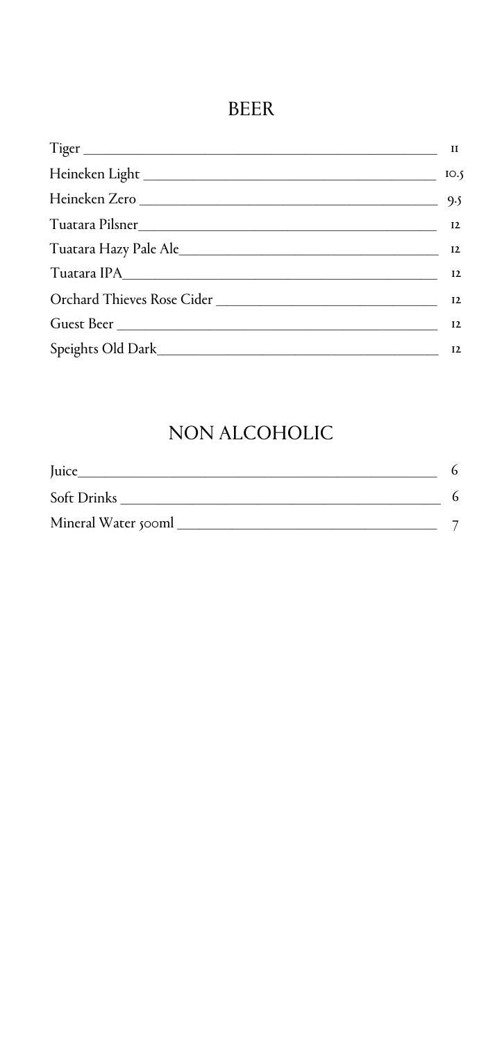## BEER

| | |
|---|---|
| Tiger | 11 |
| Heineken Light | 10.5 |
| Heineken Zero | 9.5 |
| Tuatara Pilsner | 12 |
| Tuatara Hazy Pale Ale | 12 |
| Tuatara IPA | 12 |
| Orchard Thieves Rose Cider | 12 |
| Guest Beer | 12 |
| Speights Old Dark | 12 |

## NON ALCOHOLIC

| | |
|---|---|
| Juice | 6 |
| Soft Drinks | 6 |
| Mineral Water 500ml | 7 |